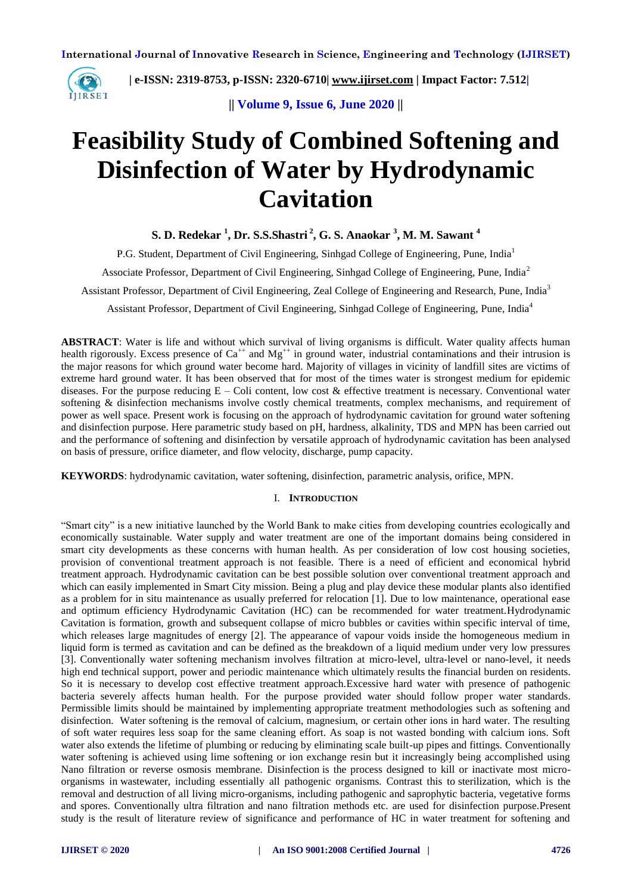# Feasibility Study of Combined Softening and Disinfection of Water by Hydrodynamic Cavitation

**S. D. Redekar [1], Dr. S.S.Shastri [2], G. S. Anaokar [3], M. M. Sawant [4]**

P.G. Student, Department of Civil Engineering, Sinhgad College of Engineering, Pune, India[1]

Associate Professor, Department of Civil Engineering, Sinhgad College of Engineering, Pune, India[2]

Assistant Professor, Department of Civil Engineering, Zeal College of Engineering and Research, Pune, India[3]

Assistant Professor, Department of Civil Engineering, Sinhgad College of Engineering, Pune, India[4]

**ABSTRACT**: Water is life and without which survival of living organisms is difficult. Water quality affects human health rigorously. Excess presence of $Ca^{++}$ and $Mg^{++}$ in ground water, industrial contaminations and their intrusion is the major reasons for which ground water become hard. Majority of villages in vicinity of landfill sites are victims of extreme hard ground water. It has been observed that for most of the times water is strongest medium for epidemic diseases. For the purpose reducing E – Coli content, low cost & effective treatment is necessary. Conventional water softening & disinfection mechanisms involve costly chemical treatments, complex mechanisms, and requirement of power as well space. Present work is focusing on the approach of hydrodynamic cavitation for ground water softening and disinfection purpose. Here parametric study based on pH, hardness, alkalinity, TDS and MPN has been carried out and the performance of softening and disinfection by versatile approach of hydrodynamic cavitation has been analysed on basis of pressure, orifice diameter, and flow velocity, discharge, pump capacity.

**KEYWORDS**: hydrodynamic cavitation, water softening, disinfection, parametric analysis, orifice, MPN.

## I. INTRODUCTION

"Smart city" is a new initiative launched by the World Bank to make cities from developing countries ecologically and economically sustainable. Water supply and water treatment are one of the important domains being considered in smart city developments as these concerns with human health. As per consideration of low cost housing societies, provision of conventional treatment approach is not feasible. There is a need of efficient and economical hybrid treatment approach. Hydrodynamic cavitation can be best possible solution over conventional treatment approach and which can easily implemented in Smart City mission. Being a plug and play device these modular plants also identified as a problem for in situ maintenance as usually preferred for relocation [1]. Due to low maintenance, operational ease and optimum efficiency Hydrodynamic Cavitation (HC) can be recommended for water treatment.Hydrodynamic Cavitation is formation, growth and subsequent collapse of micro bubbles or cavities within specific interval of time, which releases large magnitudes of energy [2]. The appearance of vapour voids inside the homogeneous medium in liquid form is termed as cavitation and can be defined as the breakdown of a liquid medium under very low pressures [3]. Conventionally water softening mechanism involves filtration at micro-level, ultra-level or nano-level, it needs high end technical support, power and periodic maintenance which ultimately results the financial burden on residents. So it is necessary to develop cost effective treatment approach.Excessive hard water with presence of pathogenic bacteria severely affects human health. For the purpose provided water should follow proper water standards. Permissible limits should be maintained by implementing appropriate treatment methodologies such as softening and disinfection. Water softening is the removal of calcium, magnesium, or certain other ions in hard water. The resulting of soft water requires less soap for the same cleaning effort. As soap is not wasted bonding with calcium ions. Soft water also extends the lifetime of plumbing or reducing by eliminating scale built-up pipes and fittings. Conventionally water softening is achieved using lime softening or ion exchange resin but it increasingly being accomplished using Nano filtration or reverse osmosis membrane. Disinfection is the process designed to kill or inactivate most micro-organisms in wastewater, including essentially all pathogenic organisms. Contrast this to sterilization, which is the removal and destruction of all living micro-organisms, including pathogenic and saprophytic bacteria, vegetative forms and spores. Conventionally ultra filtration and nano filtration methods etc. are used for disinfection purpose.Present study is the result of literature review of significance and performance of HC in water treatment for softening and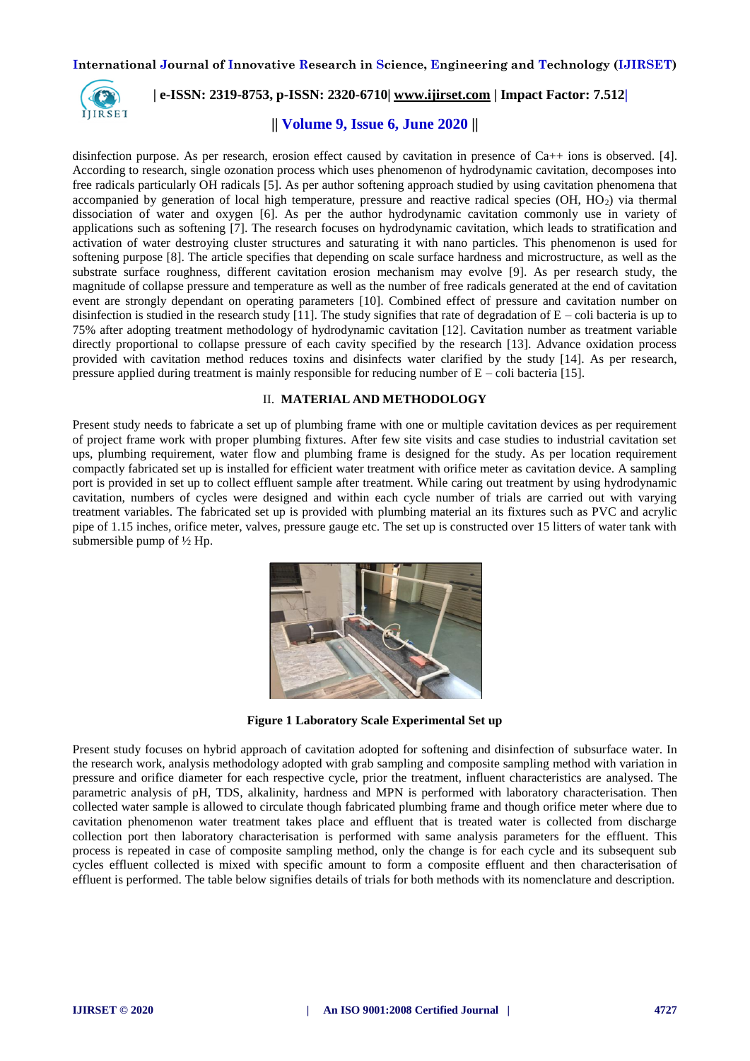disinfection purpose. As per research, erosion effect caused by cavitation in presence of Ca++ ions is observed. [4]. According to research, single ozonation process which uses phenomenon of hydrodynamic cavitation, decomposes into free radicals particularly OH radicals [5]. As per author softening approach studied by using cavitation phenomena that accompanied by generation of local high temperature, pressure and reactive radical species (OH, $HO_2$) via thermal dissociation of water and oxygen [6]. As per the author hydrodynamic cavitation commonly use in variety of applications such as softening [7]. The research focuses on hydrodynamic cavitation, which leads to stratification and activation of water destroying cluster structures and saturating it with nano particles. This phenomenon is used for softening purpose [8]. The article specifies that depending on scale surface hardness and microstructure, as well as the substrate surface roughness, different cavitation erosion mechanism may evolve [9]. As per research study, the magnitude of collapse pressure and temperature as well as the number of free radicals generated at the end of cavitation event are strongly dependant on operating parameters [10]. Combined effect of pressure and cavitation number on disinfection is studied in the research study [11]. The study signifies that rate of degradation of E – coli bacteria is up to 75% after adopting treatment methodology of hydrodynamic cavitation [12]. Cavitation number as treatment variable directly proportional to collapse pressure of each cavity specified by the research [13]. Advance oxidation process provided with cavitation method reduces toxins and disinfects water clarified by the study [14]. As per research, pressure applied during treatment is mainly responsible for reducing number of E – coli bacteria [15].

## II. MATERIAL AND METHODOLOGY

Present study needs to fabricate a set up of plumbing frame with one or multiple cavitation devices as per requirement of project frame work with proper plumbing fixtures. After few site visits and case studies to industrial cavitation set ups, plumbing requirement, water flow and plumbing frame is designed for the study. As per location requirement compactly fabricated set up is installed for efficient water treatment with orifice meter as cavitation device. A sampling port is provided in set up to collect effluent sample after treatment. While caring out treatment by using hydrodynamic cavitation, numbers of cycles were designed and within each cycle number of trials are carried out with varying treatment variables. The fabricated set up is provided with plumbing material an its fixtures such as PVC and acrylic pipe of 1.15 inches, orifice meter, valves, pressure gauge etc. The set up is constructed over 15 litters of water tank with submersible pump of ½ Hp.

**Figure 1 Laboratory Scale Experimental Set up**

Present study focuses on hybrid approach of cavitation adopted for softening and disinfection of subsurface water. In the research work, analysis methodology adopted with grab sampling and composite sampling method with variation in pressure and orifice diameter for each respective cycle, prior the treatment, influent characteristics are analysed. The parametric analysis of pH, TDS, alkalinity, hardness and MPN is performed with laboratory characterisation. Then collected water sample is allowed to circulate though fabricated plumbing frame and though orifice meter where due to cavitation phenomenon water treatment takes place and effluent that is treated water is collected from discharge collection port then laboratory characterisation is performed with same analysis parameters for the effluent. This process is repeated in case of composite sampling method, only the change is for each cycle and its subsequent sub cycles effluent collected is mixed with specific amount to form a composite effluent and then characterisation of effluent is performed. The table below signifies details of trials for both methods with its nomenclature and description.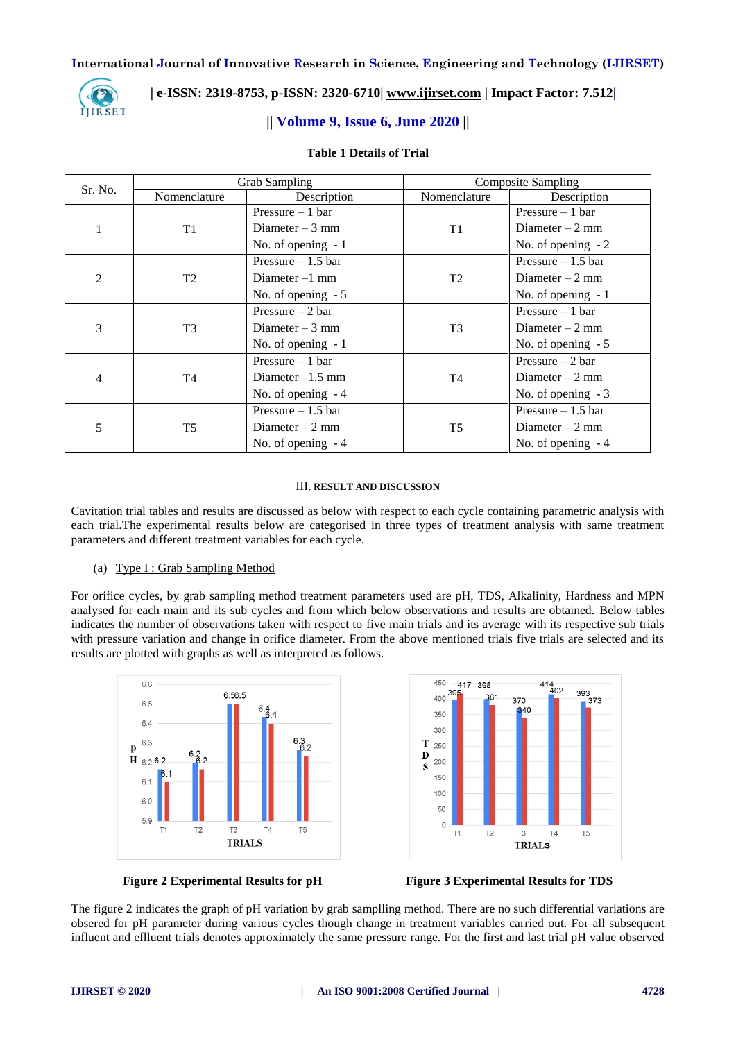**Table 1 Details of Trial**

| Sr. No. | Grab Sampling | | Composite Sampling | |
|---|---|---|---|---|
| | Nomenclature | Description | Nomenclature | Description |
| 1 | T1 | Pressure – 1 bar<br>Diameter – 3 mm<br>No. of opening - 1 | T1 | Pressure – 1 bar<br>Diameter – 2 mm<br>No. of opening - 2 |
| 2 | T2 | Pressure – 1.5 bar<br>Diameter –1 mm<br>No. of opening - 5 | T2 | Pressure – 1.5 bar<br>Diameter – 2 mm<br>No. of opening - 1 |
| 3 | T3 | Pressure – 2 bar<br>Diameter – 3 mm<br>No. of opening - 1 | T3 | Pressure – 1 bar<br>Diameter – 2 mm<br>No. of opening - 5 |
| 4 | T4 | Pressure – 1 bar<br>Diameter –1.5 mm<br>No. of opening - 4 | T4 | Pressure – 2 bar<br>Diameter – 2 mm<br>No. of opening - 3 |
| 5 | T5 | Pressure – 1.5 bar<br>Diameter – 2 mm<br>No. of opening - 4 | T5 | Pressure – 1.5 bar<br>Diameter – 2 mm<br>No. of opening - 4 |

## III. RESULT AND DISCUSSION

Cavitation trial tables and results are discussed as below with respect to each cycle containing parametric analysis with each trial.The experimental results below are categorised in three types of treatment analysis with same treatment parameters and different treatment variables for each cycle.

(a) Type I : Grab Sampling Method

For orifice cycles, by grab sampling method treatment parameters used are pH, TDS, Alkalinity, Hardness and MPN analysed for each main and its sub cycles and from which below observations and results are obtained. Below tables indicates the number of observations taken with respect to five main trials and its average with its respective sub trials with pressure variation and change in orifice diameter. From the above mentioned trials five trials are selected and its results are plotted with graphs as well as interpreted as follows.

**Figure 2 Experimental Results for pH**

**Figure 3 Experimental Results for TDS**

The figure 2 indicates the graph of pH variation by grab samplling method. There are no such differential variations are obsered for pH parameter during various cycles though change in treatment variables carried out. For all subsequent influent and effluent trials denotes approximately the same pressure range. For the first and last trial pH value observed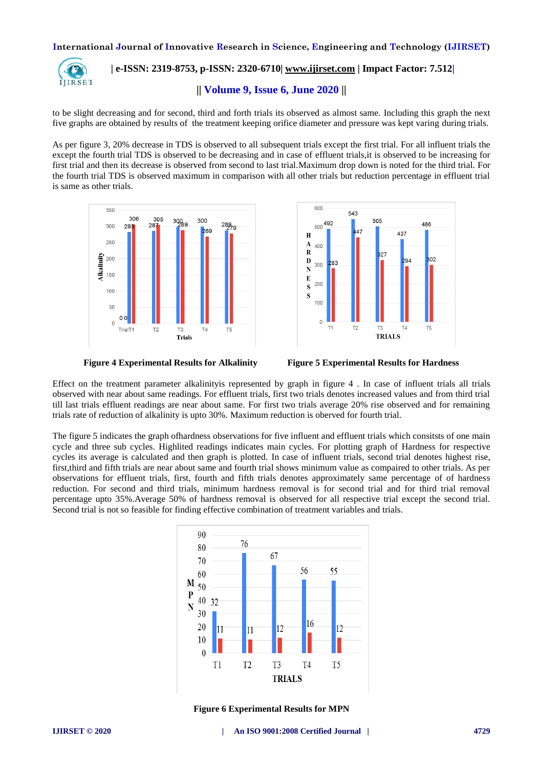to be slight decreasing and for second, third and forth trials its observed as almost same. Including this graph the next five graphs are obtained by results of the treatment keeping orifice diameter and pressure was kept varing during trials.

As per figure 3, 20% decrease in TDS is observed to all subsequent trials except the first trial. For all influent trials the except the fourth trial TDS is observed to be decreasing and in case of effluent trials,it is observed to be increasing for first trial and then its decrease is observed from second to last trial.Maximum drop down is noted for the third trial. For the fourth trial TDS is observed maximum in comparison with all other trials but reduction percentage in effluent trial is same as other trials.

**Figure 4 Experimental Results for Alkalinity**

**Figure 5 Experimental Results for Hardness**

Effect on the treatment parameter alkalinityis represented by graph in figure 4 . In case of influent trials all trials observed with near about same readings. For effluent trials, first two trials denotes increased values and from third trial till last trials effluent readings are near about same. For first two trials average 20% rise observed and for remaining trials rate of reduction of alkalinity is upto 30%. Maximum reduction is oberved for fourth trial.

The figure 5 indicates the graph ofhardness observations for five influent and effluent trials which consitsts of one main cycle and three sub cycles. Highlited readings indicates main cycles. For plotting graph of Hardness for respective cycles its average is calculated and then graph is plotted. In case of influent trials, second trial denotes highest rise, first,third and fifth trials are near about same and fourth trial shows minimum value as compaired to other trials. As per observations for effluent trials, first, fourth and fifth trials denotes approximately same percentage of of hardness reduction. For second and third trials, minimum hardness removal is for second trial and for third trial removal percentage upto 35%.Average 50% of hardness removal is observed for all respective trial except the second trial. Second trial is not so feasible for finding effective combination of treatment variables and trials.

**Figure 6 Experimental Results for MPN**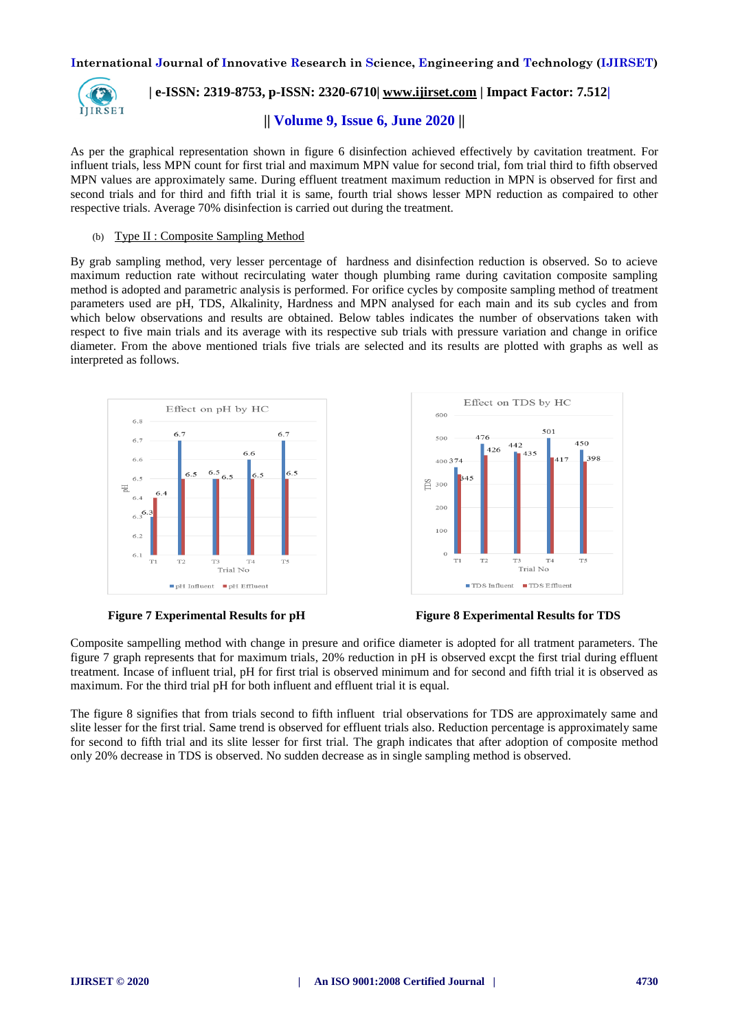As per the graphical representation shown in figure 6 disinfection achieved effectively by cavitation treatment. For influent trials, less MPN count for first trial and maximum MPN value for second trial, fom trial third to fifth observed MPN values are approximately same. During effluent treatment maximum reduction in MPN is observed for first and second trials and for third and fifth trial it is same, fourth trial shows lesser MPN reduction as compaired to other respective trials. Average 70% disinfection is carried out during the treatment.

(b) Type II : Composite Sampling Method

By grab sampling method, very lesser percentage of hardness and disinfection reduction is observed. So to acieve maximum reduction rate without recirculating water though plumbing rame during cavitation composite sampling method is adopted and parametric analysis is performed. For orifice cycles by composite sampling method of treatment parameters used are pH, TDS, Alkalinity, Hardness and MPN analysed for each main and its sub cycles and from which below observations and results are obtained. Below tables indicates the number of observations taken with respect to five main trials and its average with its respective sub trials with pressure variation and change in orifice diameter. From the above mentioned trials five trials are selected and its results are plotted with graphs as well as interpreted as follows.

**Figure 7 Experimental Results for pH**

**Figure 8 Experimental Results for TDS**

Composite sampelling method with change in presure and orifice diameter is adopted for all tratment parameters. The figure 7 graph represents that for maximum trials, 20% reduction in pH is observed excpt the first trial during effluent treatment. Incase of influent trial, pH for first trial is observed minimum and for second and fifth trial it is observed as maximum. For the third trial pH for both influent and effluent trial it is equal.

The figure 8 signifies that from trials second to fifth influent trial observations for TDS are approximately same and slite lesser for the first trial. Same trend is observed for effluent trials also. Reduction percentage is approximately same for second to fifth trial and its slite lesser for first trial. The graph indicates that after adoption of composite method only 20% decrease in TDS is observed. No sudden decrease as in single sampling method is observed.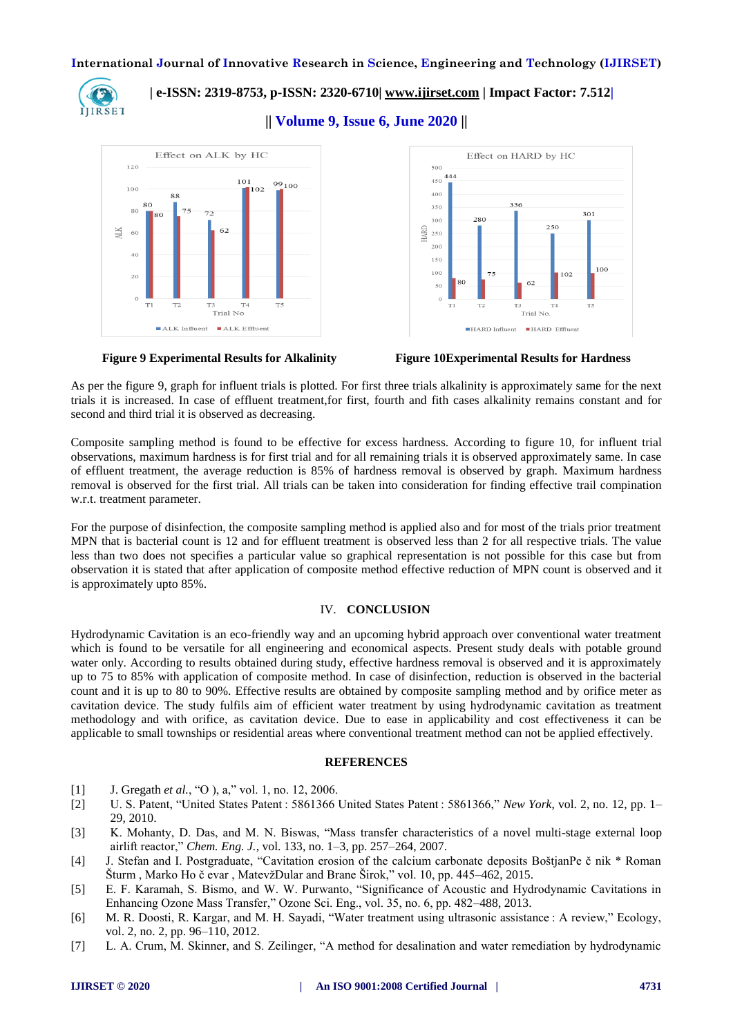Figure 9 Experimental Results for Alkalinity

Figure 10Experimental Results for Hardness

As per the figure 9, graph for influent trials is plotted. For first three trials alkalinity is approximately same for the next trials it is increased. In case of effluent treatment,for first, fourth and fith cases alkalinity remains constant and for second and third trial it is observed as decreasing.

Composite sampling method is found to be effective for excess hardness. According to figure 10, for influent trial observations, maximum hardness is for first trial and for all remaining trials it is observed approximately same. In case of effluent treatment, the average reduction is 85% of hardness removal is observed by graph. Maximum hardness removal is observed for the first trial. All trials can be taken into consideration for finding effective trail compination w.r.t. treatment parameter.

For the purpose of disinfection, the composite sampling method is applied also and for most of the trials prior treatment MPN that is bacterial count is 12 and for effluent treatment is observed less than 2 for all respective trials. The value less than two does not specifies a particular value so graphical representation is not possible for this case but from observation it is stated that after application of composite method effective reduction of MPN count is observed and it is approximately upto 85%.

## IV. CONCLUSION

Hydrodynamic Cavitation is an eco-friendly way and an upcoming hybrid approach over conventional water treatment which is found to be versatile for all engineering and economical aspects. Present study deals with potable ground water only. According to results obtained during study, effective hardness removal is observed and it is approximately up to 75 to 85% with application of composite method. In case of disinfection, reduction is observed in the bacterial count and it is up to 80 to 90%. Effective results are obtained by composite sampling method and by orifice meter as cavitation device. The study fulfils aim of efficient water treatment by using hydrodynamic cavitation as treatment methodology and with orifice, as cavitation device. Due to ease in applicability and cost effectiveness it can be applicable to small townships or residential areas where conventional treatment method can not be applied effectively.

## REFERENCES

[1] J. Gregath *et al.*, "O ), a," vol. 1, no. 12, 2006.

[2] U. S. Patent, "United States Patent : 5861366 United States Patent : 5861366," *New York*, vol. 2, no. 12, pp. 1–29, 2010.

[3] K. Mohanty, D. Das, and M. N. Biswas, "Mass transfer characteristics of a novel multi-stage external loop airlift reactor," *Chem. Eng. J.*, vol. 133, no. 1–3, pp. 257–264, 2007.

[4] J. Stefan and I. Postgraduate, "Cavitation erosion of the calcium carbonate deposits BoštjanPe č nik * Roman Šturm , Marko Ho č evar , MatevžDular and Brane Širok," vol. 10, pp. 445–462, 2015.

[5] E. F. Karamah, S. Bismo, and W. W. Purwanto, "Significance of Acoustic and Hydrodynamic Cavitations in Enhancing Ozone Mass Transfer," Ozone Sci. Eng., vol. 35, no. 6, pp. 482–488, 2013.

[6] M. R. Doosti, R. Kargar, and M. H. Sayadi, "Water treatment using ultrasonic assistance : A review," Ecology, vol. 2, no. 2, pp. 96–110, 2012.

[7] L. A. Crum, M. Skinner, and S. Zeilinger, "A method for desalination and water remediation by hydrodynamic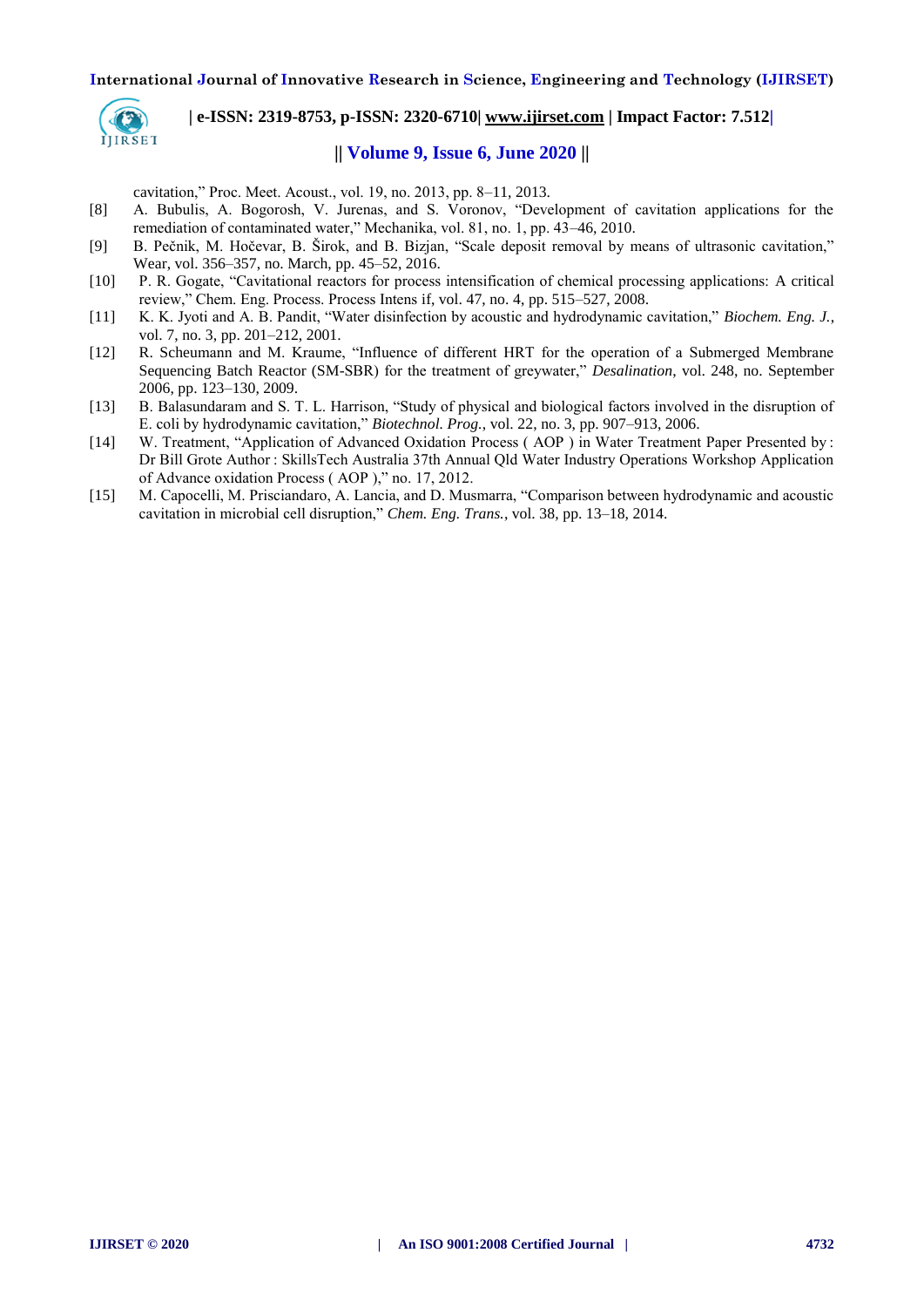cavitation," Proc. Meet. Acoust., vol. 19, no. 2013, pp. 8–11, 2013.

[8] A. Bubulis, A. Bogorosh, V. Jurenas, and S. Voronov, "Development of cavitation applications for the remediation of contaminated water," Mechanika, vol. 81, no. 1, pp. 43–46, 2010.

[9] B. Pečnik, M. Hočevar, B. Širok, and B. Bizjan, "Scale deposit removal by means of ultrasonic cavitation," Wear, vol. 356–357, no. March, pp. 45–52, 2016.

[10] P. R. Gogate, "Cavitational reactors for process intensification of chemical processing applications: A critical review," Chem. Eng. Process. Process Intens if, vol. 47, no. 4, pp. 515–527, 2008.

[11] K. K. Jyoti and A. B. Pandit, "Water disinfection by acoustic and hydrodynamic cavitation," *Biochem. Eng. J.*, vol. 7, no. 3, pp. 201–212, 2001.

[12] R. Scheumann and M. Kraume, "Influence of different HRT for the operation of a Submerged Membrane Sequencing Batch Reactor (SM-SBR) for the treatment of greywater," *Desalination*, vol. 248, no. September 2006, pp. 123–130, 2009.

[13] B. Balasundaram and S. T. L. Harrison, "Study of physical and biological factors involved in the disruption of E. coli by hydrodynamic cavitation," *Biotechnol. Prog.*, vol. 22, no. 3, pp. 907–913, 2006.

[14] W. Treatment, "Application of Advanced Oxidation Process ( AOP ) in Water Treatment Paper Presented by : Dr Bill Grote Author : SkillsTech Australia 37th Annual Qld Water Industry Operations Workshop Application of Advance oxidation Process ( AOP )," no. 17, 2012.

[15] M. Capocelli, M. Prisciandaro, A. Lancia, and D. Musmarra, "Comparison between hydrodynamic and acoustic cavitation in microbial cell disruption," *Chem. Eng. Trans.*, vol. 38, pp. 13–18, 2014.